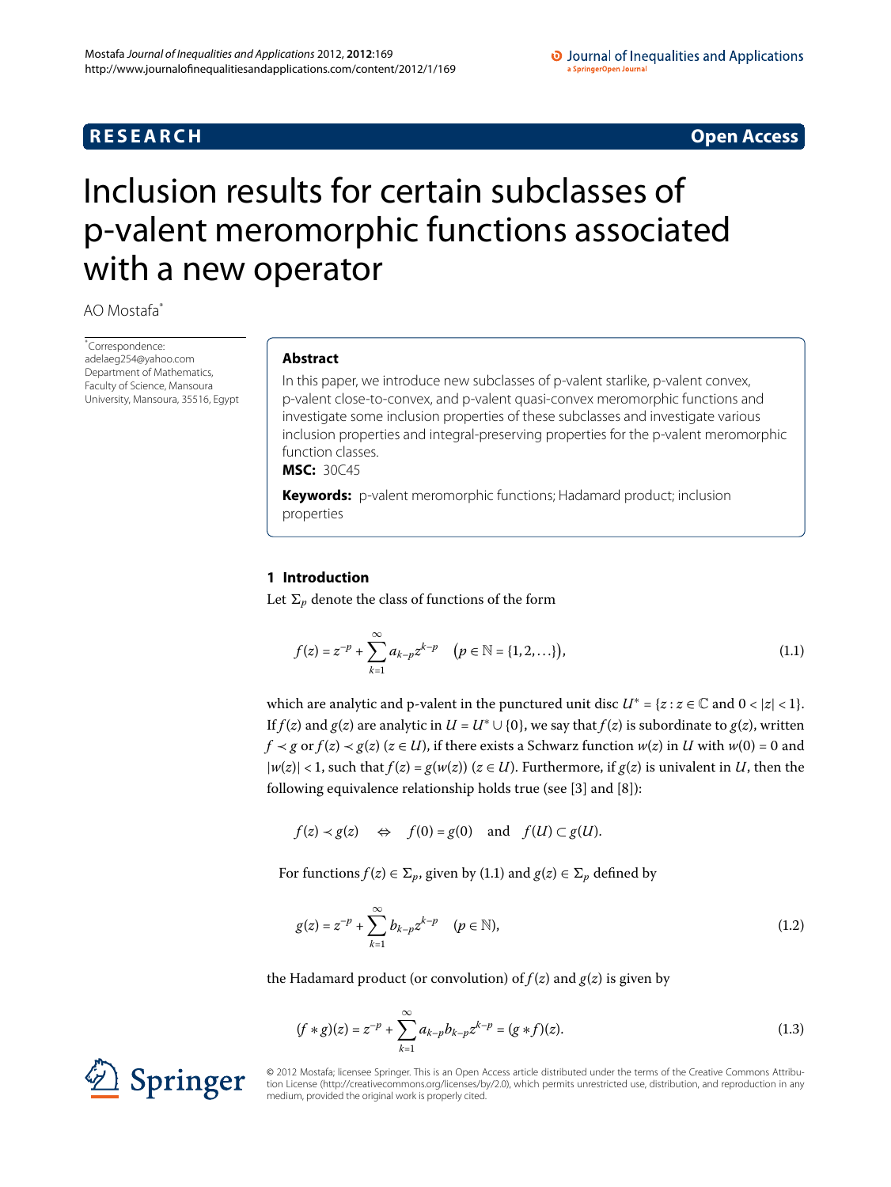**RESEARCH** **Open Access**

# Inclusion results for certain subclasses of p-valent meromorphic functions associated with a new operator

AO Mostafa*

*Correspondence: adelaeg254@yahoo.com
Department of Mathematics, Faculty of Science, Mansoura University, Mansoura, 35516, Egypt

## Abstract

In this paper, we introduce new subclasses of p-valent starlike, p-valent convex, p-valent close-to-convex, and p-valent quasi-convex meromorphic functions and investigate some inclusion properties of these subclasses and investigate various inclusion properties and integral-preserving properties for the p-valent meromorphic function classes.

**MSC:** 30C45

**Keywords:** p-valent meromorphic functions; Hadamard product; inclusion properties

## 1 Introduction

Let $\Sigma_p$ denote the class of functions of the form

$$f(z) = z^{-p} + \sum_{k=1}^{\infty} a_{k-p} z^{k-p} \quad \bigl(p \in \mathbb{N} = \{1, 2, \ldots\}\bigr), \tag{1.1}$$

which are analytic and p-valent in the punctured unit disc $U^* = \{z : z \in \mathbb{C} \text{ and } 0 < |z| < 1\}$. If $f(z)$ and $g(z)$ are analytic in $U = U^* \cup \{0\}$, we say that $f(z)$ is subordinate to $g(z)$, written $f \prec g$ or $f(z) \prec g(z)$ $(z \in U)$, if there exists a Schwarz function $w(z)$ in $U$ with $w(0) = 0$ and $|w(z)| < 1$, such that $f(z) = g(w(z))$ $(z \in U)$. Furthermore, if $g(z)$ is univalent in $U$, then the following equivalence relationship holds true (see [3] and [8]):

$$f(z) \prec g(z) \quad \Leftrightarrow \quad f(0) = g(0) \quad \text{and} \quad f(U) \subset g(U).$$

For functions $f(z) \in \Sigma_p$, given by (1.1) and $g(z) \in \Sigma_p$ defined by

$$g(z) = z^{-p} + \sum_{k=1}^{\infty} b_{k-p} z^{k-p} \quad (p \in \mathbb{N}), \tag{1.2}$$

the Hadamard product (or convolution) of $f(z)$ and $g(z)$ is given by

$$(f * g)(z) = z^{-p} + \sum_{k=1}^{\infty} a_{k-p} b_{k-p} z^{k-p} = (g * f)(z). \tag{1.3}$$

© 2012 Mostafa; licensee Springer. This is an Open Access article distributed under the terms of the Creative Commons Attribution License (http://creativecommons.org/licenses/by/2.0), which permits unrestricted use, distribution, and reproduction in any medium, provided the original work is properly cited.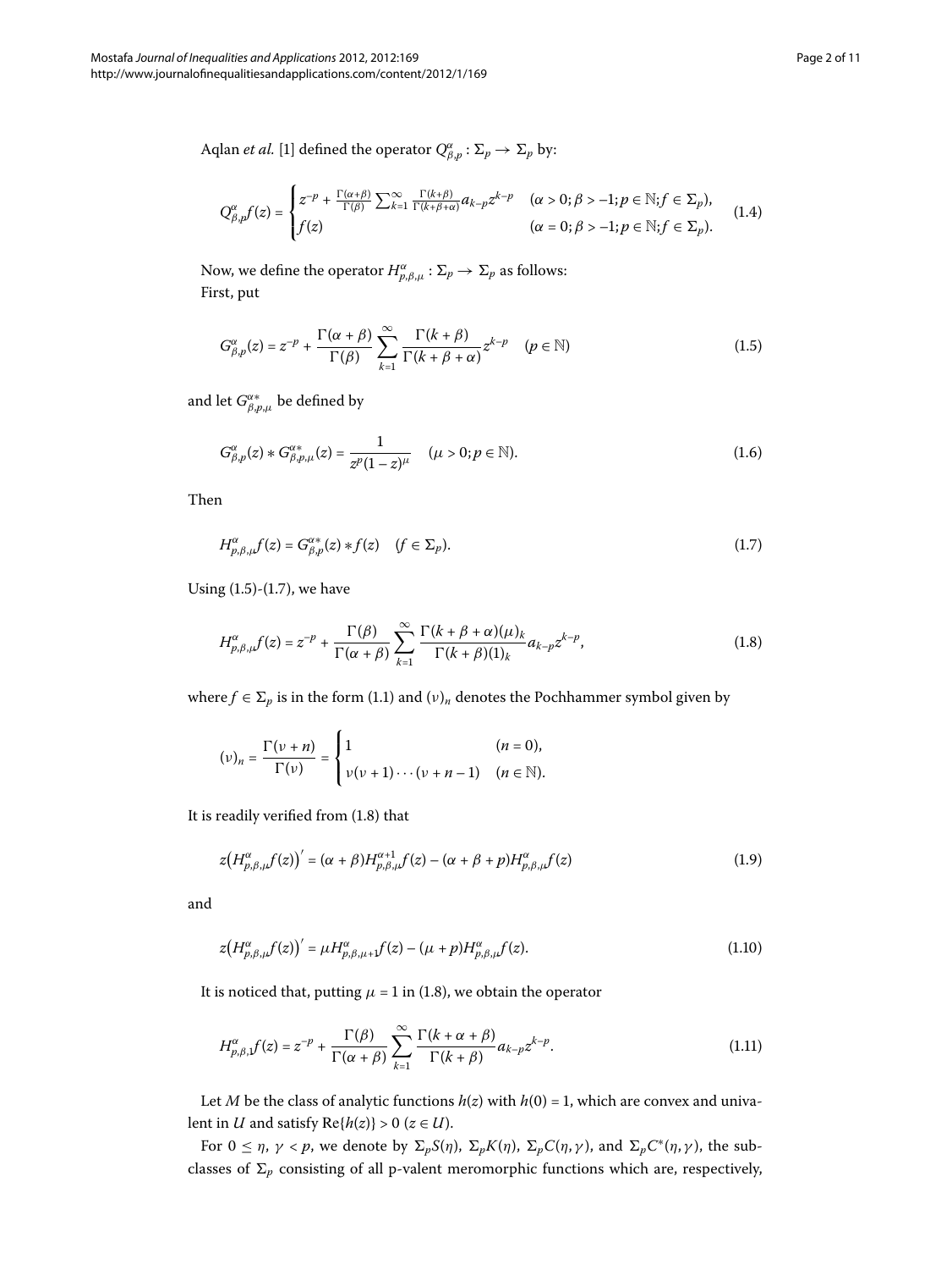Aqlan *et al.* [1] defined the operator $Q^{\alpha}_{\beta,p}: \Sigma_p \to \Sigma_p$ by:

$$Q^{\alpha}_{\beta,p}f(z) = \begin{cases} z^{-p} + \frac{\Gamma(\alpha+\beta)}{\Gamma(\beta)} \sum_{k=1}^{\infty} \frac{\Gamma(k+\beta)}{\Gamma(k+\beta+\alpha)} a_{k-p} z^{k-p} & (\alpha > 0; \beta > -1; p \in \mathbb{N}; f \in \Sigma_p), \\ f(z) & (\alpha = 0; \beta > -1; p \in \mathbb{N}; f \in \Sigma_p). \end{cases} \tag{1.4}$$

Now, we define the operator $H^{\alpha}_{p,\beta,\mu}: \Sigma_p \to \Sigma_p$ as follows:
First, put

$$G^{\alpha}_{\beta,p}(z) = z^{-p} + \frac{\Gamma(\alpha+\beta)}{\Gamma(\beta)} \sum_{k=1}^{\infty} \frac{\Gamma(k+\beta)}{\Gamma(k+\beta+\alpha)} z^{k-p} \quad (p \in \mathbb{N}) \tag{1.5}$$

and let $G^{\alpha *}_{\beta,p,\mu}$ be defined by

$$G^{\alpha}_{\beta,p}(z) * G^{\alpha *}_{\beta,p,\mu}(z) = \frac{1}{z^p(1-z)^{\mu}} \quad (\mu > 0; p \in \mathbb{N}). \tag{1.6}$$

Then

$$H^{\alpha}_{p,\beta,\mu}f(z) = G^{\alpha *}_{\beta,p}(z) * f(z) \quad (f \in \Sigma_p). \tag{1.7}$$

Using (1.5)-(1.7), we have

$$H^{\alpha}_{p,\beta,\mu}f(z) = z^{-p} + \frac{\Gamma(\beta)}{\Gamma(\alpha+\beta)} \sum_{k=1}^{\infty} \frac{\Gamma(k+\beta+\alpha)(\mu)_k}{\Gamma(k+\beta)(1)_k} a_{k-p} z^{k-p}, \tag{1.8}$$

where $f \in \Sigma_p$ is in the form (1.1) and $(\nu)_n$ denotes the Pochhammer symbol given by

$$(\nu)_n = \frac{\Gamma(\nu+n)}{\Gamma(\nu)} = \begin{cases} 1 & (n = 0), \\ \nu(\nu+1)\cdots(\nu+n-1) & (n \in \mathbb{N}). \end{cases}$$

It is readily verified from (1.8) that

$$z\left(H^{\alpha}_{p,\beta,\mu}f(z)\right)' = (\alpha+\beta)H^{\alpha+1}_{p,\beta,\mu}f(z) - (\alpha+\beta+p)H^{\alpha}_{p,\beta,\mu}f(z) \tag{1.9}$$

and

$$z\left(H^{\alpha}_{p,\beta,\mu}f(z)\right)' = \mu H^{\alpha}_{p,\beta,\mu+1}f(z) - (\mu+p)H^{\alpha}_{p,\beta,\mu}f(z). \tag{1.10}$$

It is noticed that, putting $\mu = 1$ in (1.8), we obtain the operator

$$H^{\alpha}_{p,\beta,1}f(z) = z^{-p} + \frac{\Gamma(\beta)}{\Gamma(\alpha+\beta)} \sum_{k=1}^{\infty} \frac{\Gamma(k+\alpha+\beta)}{\Gamma(k+\beta)} a_{k-p} z^{k-p}. \tag{1.11}$$

Let $M$ be the class of analytic functions $h(z)$ with $h(0) = 1$, which are convex and univalent in $U$ and satisfy $\operatorname{Re}\{h(z)\} > 0$ $(z \in U)$.

For $0 \le \eta$, $\gamma < p$, we denote by $\Sigma_p S(\eta)$, $\Sigma_p K(\eta)$, $\Sigma_p C(\eta,\gamma)$, and $\Sigma_p C^*(\eta,\gamma)$, the subclasses of $\Sigma_p$ consisting of all p-valent meromorphic functions which are, respectively,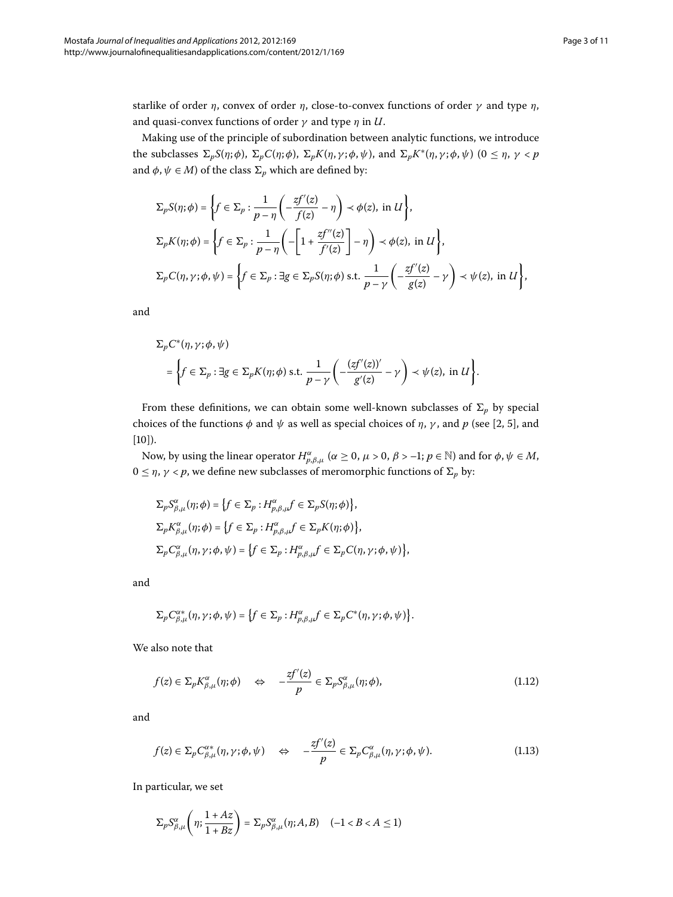starlike of order $\eta$, convex of order $\eta$, close-to-convex functions of order $\gamma$ and type $\eta$, and quasi-convex functions of order $\gamma$ and type $\eta$ in $U$.

Making use of the principle of subordination between analytic functions, we introduce the subclasses $\Sigma_p S(\eta;\phi)$, $\Sigma_p C(\eta;\phi)$, $\Sigma_p K(\eta,\gamma;\phi,\psi)$, and $\Sigma_p K^*(\eta,\gamma;\phi,\psi)$ $(0 \le \eta,\ \gamma < p$ and $\phi,\psi \in M)$ of the class $\Sigma_p$ which are defined by:

$$\Sigma_p S(\eta;\phi) = \left\{ f \in \Sigma_p : \frac{1}{p-\eta}\left( -\frac{zf'(z)}{f(z)} - \eta \right) \prec \phi(z), \text{ in } U \right\},$$

$$\Sigma_p K(\eta;\phi) = \left\{ f \in \Sigma_p : \frac{1}{p-\eta}\left( -\left[ 1 + \frac{zf''(z)}{f'(z)} \right] - \eta \right) \prec \phi(z), \text{ in } U \right\},$$

$$\Sigma_p C(\eta,\gamma;\phi,\psi) = \left\{ f \in \Sigma_p : \exists g \in \Sigma_p S(\eta;\phi) \text{ s.t. } \frac{1}{p-\gamma}\left( -\frac{zf'(z)}{g(z)} - \gamma \right) \prec \psi(z), \text{ in } U \right\},$$

and

$$\Sigma_p C^*(\eta,\gamma;\phi,\psi) = \left\{ f \in \Sigma_p : \exists g \in \Sigma_p K(\eta;\phi) \text{ s.t. } \frac{1}{p-\gamma}\left( -\frac{(zf'(z))'}{g'(z)} - \gamma \right) \prec \psi(z), \text{ in } U \right\}.$$

From these definitions, we can obtain some well-known subclasses of $\Sigma_p$ by special choices of the functions $\phi$ and $\psi$ as well as special choices of $\eta$, $\gamma$, and $p$ (see [2, 5], and [10]).

Now, by using the linear operator $H^{\alpha}_{p,\beta,\mu}$ $(\alpha \ge 0,\ \mu > 0,\ \beta > -1;\ p \in \mathbb{N})$ and for $\phi,\psi \in M$, $0 \le \eta,\ \gamma < p$, we define new subclasses of meromorphic functions of $\Sigma_p$ by:

$$\Sigma_p S^{\alpha}_{\beta,\mu}(\eta;\phi) = \left\{ f \in \Sigma_p : H^{\alpha}_{p,\beta,\mu} f \in \Sigma_p S(\eta;\phi) \right\},$$

$$\Sigma_p K^{\alpha}_{\beta,\mu}(\eta;\phi) = \left\{ f \in \Sigma_p : H^{\alpha}_{p,\beta,\mu} f \in \Sigma_p K(\eta;\phi) \right\},$$

$$\Sigma_p C^{\alpha}_{\beta,\mu}(\eta,\gamma;\phi,\psi) = \left\{ f \in \Sigma_p : H^{\alpha}_{p,\beta,\mu} f \in \Sigma_p C(\eta,\gamma;\phi,\psi) \right\},$$

and

$$\Sigma_p C^{\alpha *}_{\beta,\mu}(\eta,\gamma;\phi,\psi) = \left\{ f \in \Sigma_p : H^{\alpha}_{p,\beta,\mu} f \in \Sigma_p C^*(\eta,\gamma;\phi,\psi) \right\}.$$

We also note that

$$f(z) \in \Sigma_p K^{\alpha}_{\beta,\mu}(\eta;\phi) \quad \Leftrightarrow \quad -\frac{zf'(z)}{p} \in \Sigma_p S^{\alpha}_{\beta,\mu}(\eta;\phi), \tag{1.12}$$

and

$$f(z) \in \Sigma_p C^{\alpha *}_{\beta,\mu}(\eta,\gamma;\phi,\psi) \quad \Leftrightarrow \quad -\frac{zf'(z)}{p} \in \Sigma_p C^{\alpha}_{\beta,\mu}(\eta,\gamma;\phi,\psi). \tag{1.13}$$

In particular, we set

$$\Sigma_p S^{\alpha}_{\beta,\mu}\left( \eta; \frac{1+Az}{1+Bz} \right) = \Sigma_p S^{\alpha}_{\beta,\mu}(\eta;A,B) \quad (-1 < B < A \le 1)$$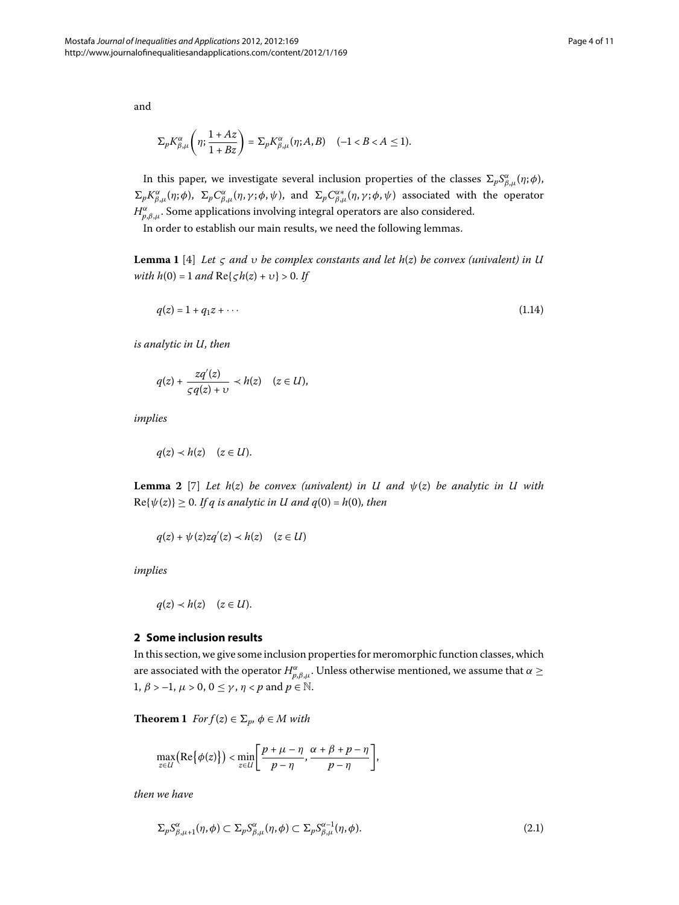and

$$\Sigma_p K^{\alpha}_{\beta,\mu}\left(\eta; \frac{1+Az}{1+Bz}\right) = \Sigma_p K^{\alpha}_{\beta,\mu}(\eta; A, B) \quad (-1 < B < A \leq 1).$$

In this paper, we investigate several inclusion properties of the classes $\Sigma_p S^{\alpha}_{\beta,\mu}(\eta;\phi)$, $\Sigma_p K^{\alpha}_{\beta,\mu}(\eta;\phi)$, $\Sigma_p C^{\alpha}_{\beta,\mu}(\eta,\gamma;\phi,\psi)$, and $\Sigma_p C^{\alpha *}_{\beta,\mu}(\eta,\gamma;\phi,\psi)$ associated with the operator $H^{\alpha}_{p,\beta,\mu}$. Some applications involving integral operators are also considered.

In order to establish our main results, we need the following lemmas.

**Lemma 1** [4] *Let $\varsigma$ and $\upsilon$ be complex constants and let $h(z)$ be convex (univalent) in $U$ with $h(0) = 1$ and $\operatorname{Re}\{\varsigma h(z) + \upsilon\} > 0$. If*

$$q(z) = 1 + q_1 z + \cdots \tag{1.14}$$

*is analytic in $U$, then*

$$q(z) + \frac{zq'(z)}{\varsigma q(z) + \upsilon} \prec h(z) \quad (z \in U),$$

*implies*

$$q(z) \prec h(z) \quad (z \in U).$$

**Lemma 2** [7] *Let $h(z)$ be convex (univalent) in $U$ and $\psi(z)$ be analytic in $U$ with $\operatorname{Re}\{\psi(z)\} \geq 0$. If $q$ is analytic in $U$ and $q(0) = h(0)$, then*

$$q(z) + \psi(z) zq'(z) \prec h(z) \quad (z \in U)$$

*implies*

$$q(z) \prec h(z) \quad (z \in U).$$

## 2 Some inclusion results

In this section, we give some inclusion properties for meromorphic function classes, which are associated with the operator $H^{\alpha}_{p,\beta,\mu}$. Unless otherwise mentioned, we assume that $\alpha \geq 1$, $\beta > -1$, $\mu > 0$, $0 \leq \gamma$, $\eta < p$ and $p \in \mathbb{N}$.

**Theorem 1** *For $f(z) \in \Sigma_p$, $\phi \in M$ with*

$$\max_{z \in U}\left(\operatorname{Re}\{\phi(z)\}\right) < \min_{z \in U}\left[\frac{p+\mu-\eta}{p-\eta}, \frac{\alpha+\beta+p-\eta}{p-\eta}\right],$$

*then we have*

$$\Sigma_p S^{\alpha}_{\beta,\mu+1}(\eta,\phi) \subset \Sigma_p S^{\alpha}_{\beta,\mu}(\eta,\phi) \subset \Sigma_p S^{\alpha-1}_{\beta,\mu}(\eta,\phi). \tag{2.1}$$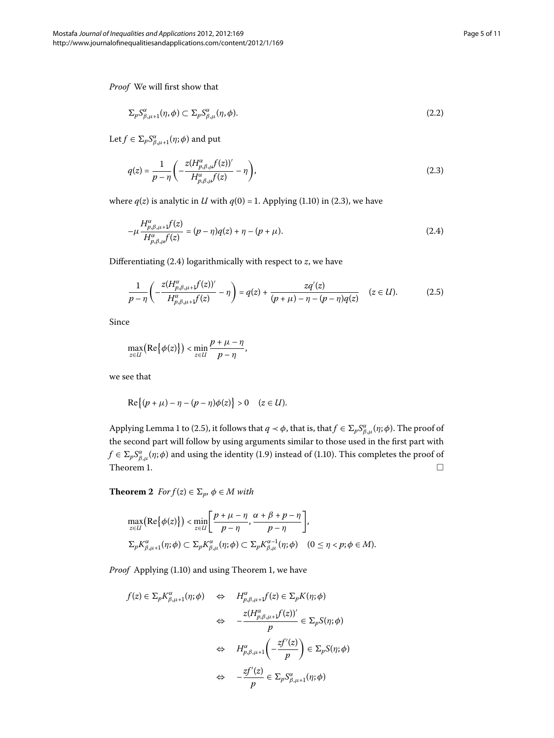*Proof* We will first show that

$$\Sigma_p S^{\alpha}_{\beta,\mu+1}(\eta,\phi) \subset \Sigma_p S^{\alpha}_{\beta,\mu}(\eta,\phi). \tag{2.2}$$

Let $f \in \Sigma_p S^{\alpha}_{\beta,\mu+1}(\eta;\phi)$ and put

$$q(z) = \frac{1}{p-\eta}\left(-\frac{z(H^{\alpha}_{p,\beta,\mu}f(z))'}{H^{\alpha}_{p,\beta,\mu}f(z)} - \eta\right), \tag{2.3}$$

where $q(z)$ is analytic in $U$ with $q(0) = 1$. Applying (1.10) in (2.3), we have

$$-\mu\frac{H^{\alpha}_{p,\beta,\mu+1}f(z)}{H^{\alpha}_{p,\beta,\mu}f(z)} = (p-\eta)q(z) + \eta - (p+\mu). \tag{2.4}$$

Differentiating (2.4) logarithmically with respect to $z$, we have

$$\frac{1}{p-\eta}\left(-\frac{z(H^{\alpha}_{p,\beta,\mu+1}f(z))'}{H^{\alpha}_{p,\beta,\mu+1}f(z)} - \eta\right) = q(z) + \frac{zq'(z)}{(p+\mu) - \eta - (p-\eta)q(z)} \quad (z \in U). \tag{2.5}$$

Since

$$\max_{z\in U}\left(\operatorname{Re}\{\phi(z)\}\right) < \min_{z\in U}\frac{p+\mu-\eta}{p-\eta},$$

we see that

$$\operatorname{Re}\{(p+\mu) - \eta - (p-\eta)\phi(z)\} > 0 \quad (z \in U).$$

Applying Lemma 1 to (2.5), it follows that $q \prec \phi$, that is, that $f \in \Sigma_p S^{\alpha}_{\beta,\mu}(\eta;\phi)$. The proof of the second part will follow by using arguments similar to those used in the first part with $f \in \Sigma_p S^{\alpha}_{\beta,\mu}(\eta;\phi)$ and using the identity (1.9) instead of (1.10). This completes the proof of Theorem 1. □

**Theorem 2** *For $f(z) \in \Sigma_p$, $\phi \in M$ with*

$$\max_{z\in U}\left(\operatorname{Re}\{\phi(z)\}\right) < \min_{z\in U}\left[\frac{p+\mu-\eta}{p-\eta}, \frac{\alpha+\beta+p-\eta}{p-\eta}\right],$$

$$\Sigma_p K^{\alpha}_{\beta,\mu+1}(\eta;\phi) \subset \Sigma_p K^{\alpha}_{\beta,\mu}(\eta;\phi) \subset \Sigma_p K^{\alpha-1}_{\beta,\mu}(\eta;\phi) \quad (0 \le \eta < p; \phi \in M).$$

*Proof* Applying (1.10) and using Theorem 1, we have

$$\begin{aligned}
f(z) \in \Sigma_p K^{\alpha}_{\beta,\mu+1}(\eta;\phi) \quad &\Leftrightarrow \quad H^{\alpha}_{p,\beta,\mu+1}f(z) \in \Sigma_p K(\eta;\phi) \\
&\Leftrightarrow \quad -\frac{z(H^{\alpha}_{p,\beta,\mu+1}f(z))'}{p} \in \Sigma_p S(\eta;\phi) \\
&\Leftrightarrow \quad H^{\alpha}_{p,\beta,\mu+1}\left(-\frac{zf'(z)}{p}\right) \in \Sigma_p S(\eta;\phi) \\
&\Leftrightarrow \quad -\frac{zf'(z)}{p} \in \Sigma_p S^{\alpha}_{\beta,\mu+1}(\eta;\phi)
\end{aligned}$$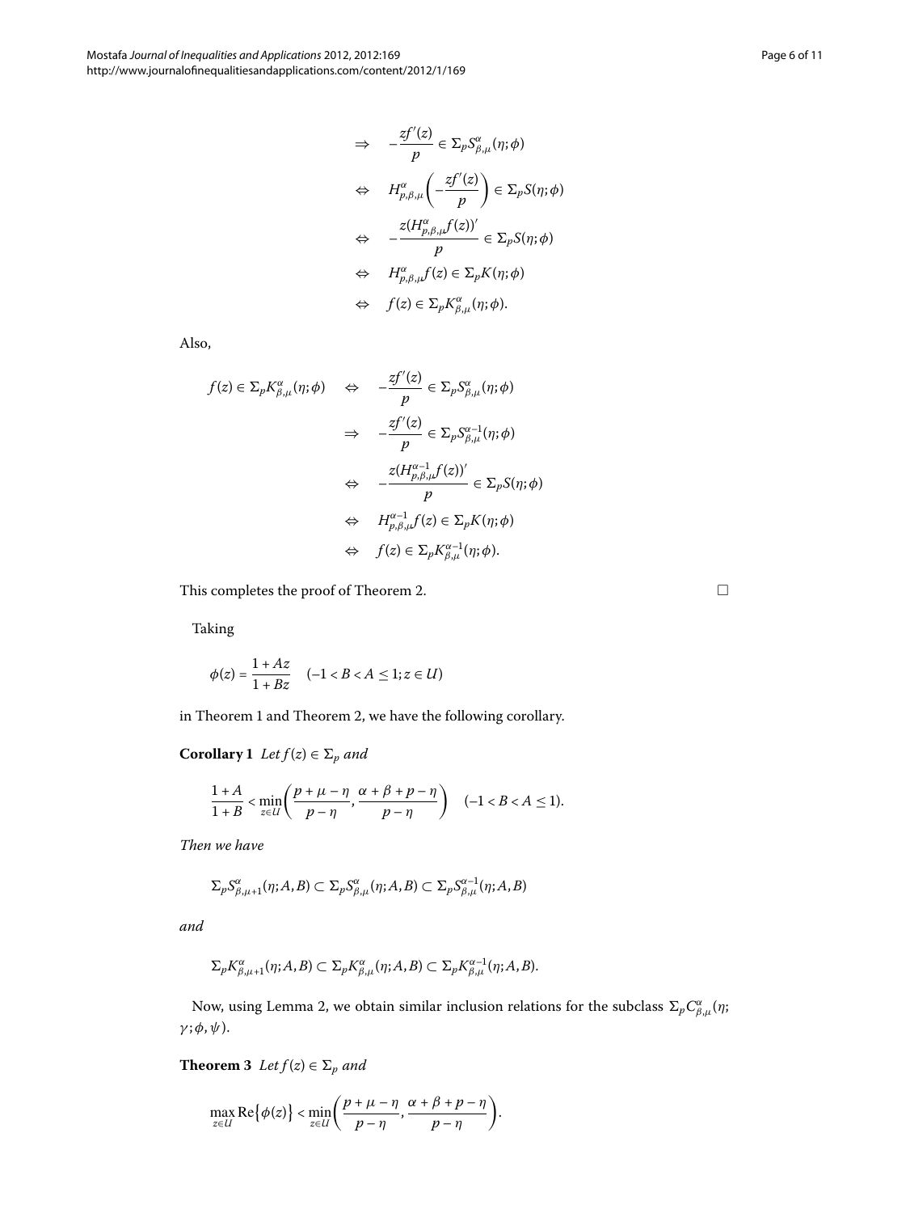$$
\begin{aligned}
&\Rightarrow \quad -\frac{zf'(z)}{p} \in \Sigma_p S^{\alpha}_{\beta,\mu}(\eta;\phi) \\
&\Leftrightarrow \quad H^{\alpha}_{p,\beta,\mu}\left(-\frac{zf'(z)}{p}\right) \in \Sigma_p S(\eta;\phi) \\
&\Leftrightarrow \quad -\frac{z(H^{\alpha}_{p,\beta,\mu}f(z))'}{p} \in \Sigma_p S(\eta;\phi) \\
&\Leftrightarrow \quad H^{\alpha}_{p,\beta,\mu}f(z) \in \Sigma_p K(\eta;\phi) \\
&\Leftrightarrow \quad f(z) \in \Sigma_p K^{\alpha}_{\beta,\mu}(\eta;\phi).
\end{aligned}
$$

Also,

$$
\begin{aligned}
f(z) \in \Sigma_p K^{\alpha}_{\beta,\mu}(\eta;\phi) \quad &\Leftrightarrow \quad -\frac{zf'(z)}{p} \in \Sigma_p S^{\alpha}_{\beta,\mu}(\eta;\phi) \\
&\Rightarrow \quad -\frac{zf'(z)}{p} \in \Sigma_p S^{\alpha-1}_{\beta,\mu}(\eta;\phi) \\
&\Leftrightarrow \quad -\frac{z(H^{\alpha-1}_{p,\beta,\mu}f(z))'}{p} \in \Sigma_p S(\eta;\phi) \\
&\Leftrightarrow \quad H^{\alpha-1}_{p,\beta,\mu}f(z) \in \Sigma_p K(\eta;\phi) \\
&\Leftrightarrow \quad f(z) \in \Sigma_p K^{\alpha-1}_{\beta,\mu}(\eta;\phi).
\end{aligned}
$$

This completes the proof of Theorem 2. □

Taking

$$
\phi(z) = \frac{1+Az}{1+Bz} \quad (-1 < B < A \le 1; z \in U)
$$

in Theorem 1 and Theorem 2, we have the following corollary.

**Corollary 1** *Let* $f(z) \in \Sigma_p$ *and*

$$
\frac{1+A}{1+B} < \min_{z \in U}\left(\frac{p+\mu-\eta}{p-\eta}, \frac{\alpha+\beta+p-\eta}{p-\eta}\right) \quad (-1 < B < A \le 1).
$$

*Then we have*

$$
\Sigma_p S^{\alpha}_{\beta,\mu+1}(\eta;A,B) \subset \Sigma_p S^{\alpha}_{\beta,\mu}(\eta;A,B) \subset \Sigma_p S^{\alpha-1}_{\beta,\mu}(\eta;A,B)
$$

*and*

$$
\Sigma_p K^{\alpha}_{\beta,\mu+1}(\eta;A,B) \subset \Sigma_p K^{\alpha}_{\beta,\mu}(\eta;A,B) \subset \Sigma_p K^{\alpha-1}_{\beta,\mu}(\eta;A,B).
$$

Now, using Lemma 2, we obtain similar inclusion relations for the subclass $\Sigma_p C^{\alpha}_{\beta,\mu}(\eta;\gamma;\phi,\psi)$.

**Theorem 3** *Let* $f(z) \in \Sigma_p$ *and*

$$
\max_{z \in U} \operatorname{Re}\{\phi(z)\} < \min_{z \in U}\left(\frac{p+\mu-\eta}{p-\eta}, \frac{\alpha+\beta+p-\eta}{p-\eta}\right).
$$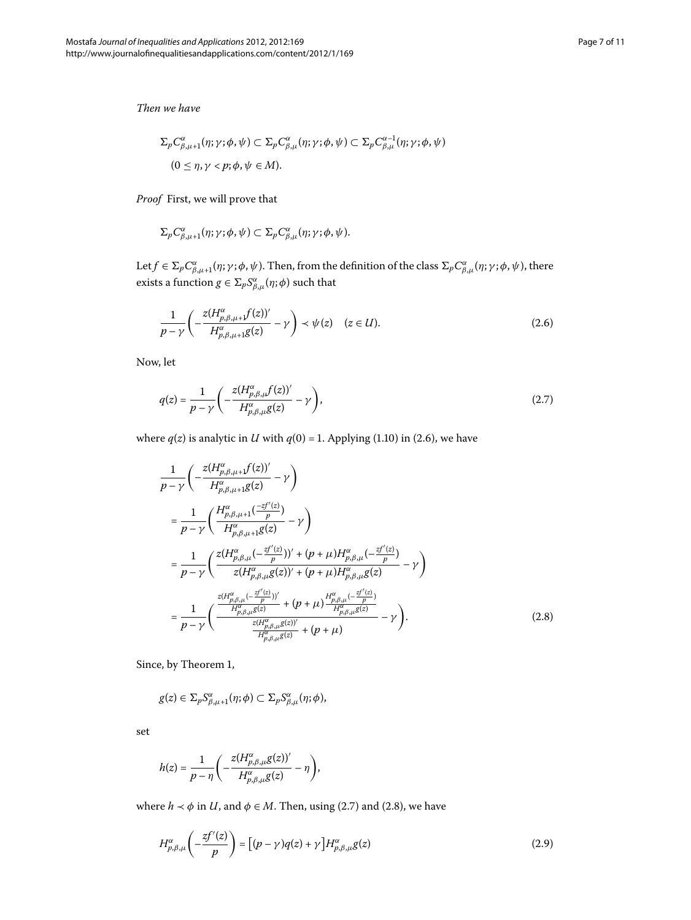*Then we have*

$$\Sigma_p C^{\alpha}_{\beta,\mu+1}(\eta;\gamma;\phi,\psi) \subset \Sigma_p C^{\alpha}_{\beta,\mu}(\eta;\gamma;\phi,\psi) \subset \Sigma_p C^{\alpha-1}_{\beta,\mu}(\eta;\gamma;\phi,\psi)$$
$$(0 \le \eta, \gamma < p; \phi, \psi \in M).$$

*Proof* First, we will prove that

$$\Sigma_p C^{\alpha}_{\beta,\mu+1}(\eta;\gamma;\phi,\psi) \subset \Sigma_p C^{\alpha}_{\beta,\mu}(\eta;\gamma;\phi,\psi).$$

Let $f \in \Sigma_p C^{\alpha}_{\beta,\mu+1}(\eta;\gamma;\phi,\psi)$. Then, from the definition of the class $\Sigma_p C^{\alpha}_{\beta,\mu}(\eta;\gamma;\phi,\psi)$, there exists a function $g \in \Sigma_p S^{\alpha}_{\beta,\mu}(\eta;\phi)$ such that

$$\frac{1}{p-\gamma}\left(-\frac{z(H^{\alpha}_{p,\beta,\mu+1}f(z))'}{H^{\alpha}_{p,\beta,\mu+1}g(z)} - \gamma\right) \prec \psi(z) \quad (z \in U). \tag{2.6}$$

Now, let

$$q(z) = \frac{1}{p-\gamma}\left(-\frac{z(H^{\alpha}_{p,\beta,\mu}f(z))'}{H^{\alpha}_{p,\beta,\mu}g(z)} - \gamma\right), \tag{2.7}$$

where $q(z)$ is analytic in $U$ with $q(0) = 1$. Applying (1.10) in (2.6), we have

$$\begin{aligned}
&\frac{1}{p-\gamma}\left(-\frac{z(H^{\alpha}_{p,\beta,\mu+1}f(z))'}{H^{\alpha}_{p,\beta,\mu+1}g(z)} - \gamma\right) \\
&\quad = \frac{1}{p-\gamma}\left(\frac{H^{\alpha}_{p,\beta,\mu+1}(\frac{-zf'(z)}{p})}{H^{\alpha}_{p,\beta,\mu+1}g(z)} - \gamma\right) \\
&\quad = \frac{1}{p-\gamma}\left(\frac{z(H^{\alpha}_{p,\beta,\mu}(-\frac{zf'(z)}{p}))' + (p+\mu)H^{\alpha}_{p,\beta,\mu}(-\frac{zf'(z)}{p})}{z(H^{\alpha}_{p,\beta,\mu}g(z))' + (p+\mu)H^{\alpha}_{p,\beta,\mu}g(z)} - \gamma\right) \\
&\quad = \frac{1}{p-\gamma}\left(\frac{\frac{z(H^{\alpha}_{p,\beta,\mu}(-\frac{zf'(z)}{p}))'}{H^{\alpha}_{p,\beta,\mu}g(z)} + (p+\mu)\frac{H^{\alpha}_{p,\beta,\mu}(-\frac{zf'(z)}{p})}{H^{\alpha}_{p,\beta,\mu}g(z)}}{\frac{z(H^{\alpha}_{p,\beta,\mu}g(z))'}{H^{\alpha}_{p,\beta,\mu}g(z)} + (p+\mu)} - \gamma\right).
\end{aligned} \tag{2.8}$$

Since, by Theorem 1,

$$g(z) \in \Sigma_p S^{\alpha}_{\beta,\mu+1}(\eta;\phi) \subset \Sigma_p S^{\alpha}_{\beta,\mu}(\eta;\phi),$$

set

$$h(z) = \frac{1}{p-\eta}\left(-\frac{z(H^{\alpha}_{p,\beta,\mu}g(z))'}{H^{\alpha}_{p,\beta,\mu}g(z)} - \eta\right),$$

where $h \prec \phi$ in $U$, and $\phi \in M$. Then, using (2.7) and (2.8), we have

$$H^{\alpha}_{p,\beta,\mu}\left(-\frac{zf'(z)}{p}\right) = \left[(p-\gamma)q(z) + \gamma\right]H^{\alpha}_{p,\beta,\mu}g(z) \tag{2.9}$$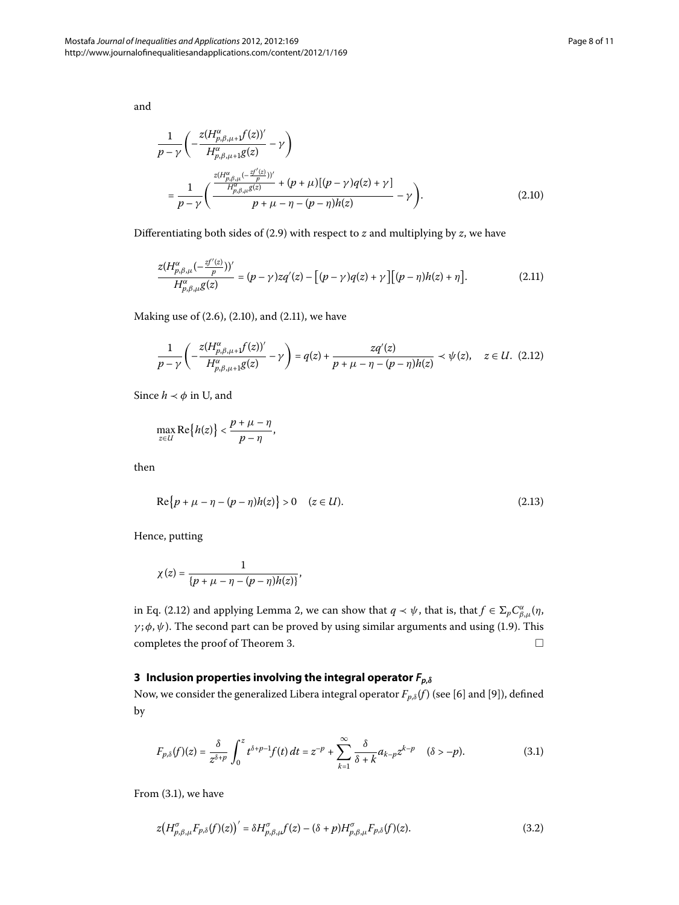and

$$\frac{1}{p-\gamma}\left(-\frac{z(H^{\alpha}_{p,\beta,\mu+1}f(z))'}{H^{\alpha}_{p,\beta,\mu+1}g(z)}-\gamma\right)$$
$$=\frac{1}{p-\gamma}\left(\frac{\frac{z(H^{\alpha}_{p,\beta,\mu}(-\frac{zf'(z)}{p}))'}{H^{\alpha}_{p,\beta,\mu}g(z)}+(p+\mu)[(p-\gamma)q(z)+\gamma]}{p+\mu-\eta-(p-\eta)h(z)}-\gamma\right). \tag{2.10}$$

Differentiating both sides of (2.9) with respect to $z$ and multiplying by $z$, we have

$$\frac{z(H^{\alpha}_{p,\beta,\mu}(-\frac{zf'(z)}{p}))'}{H^{\alpha}_{p,\beta,\mu}g(z)}=(p-\gamma)zq'(z)-\big[(p-\gamma)q(z)+\gamma\big]\big[(p-\eta)h(z)+\eta\big]. \tag{2.11}$$

Making use of (2.6), (2.10), and (2.11), we have

$$\frac{1}{p-\gamma}\left(-\frac{z(H^{\alpha}_{p,\beta,\mu+1}f(z))'}{H^{\alpha}_{p,\beta,\mu+1}g(z)}-\gamma\right)=q(z)+\frac{zq'(z)}{p+\mu-\eta-(p-\eta)h(z)}\prec\psi(z),\quad z\in U. \tag{2.12}$$

Since $h\prec\phi$ in U, and

$$\max_{z\in U}\operatorname{Re}\{h(z)\}<\frac{p+\mu-\eta}{p-\eta},$$

then

$$\operatorname{Re}\{p+\mu-\eta-(p-\eta)h(z)\}>0\quad(z\in U). \tag{2.13}$$

Hence, putting

$$\chi(z)=\frac{1}{\{p+\mu-\eta-(p-\eta)h(z)\}},$$

in Eq. (2.12) and applying Lemma 2, we can show that $q\prec\psi$, that is, that $f\in\Sigma_pC^{\alpha}_{\beta,\mu}(\eta,\gamma;\phi,\psi)$. The second part can be proved by using similar arguments and using (1.9). This completes the proof of Theorem 3. □

## 3 Inclusion properties involving the integral operator $F_{p,\delta}$

Now, we consider the generalized Libera integral operator $F_{p,\delta}(f)$ (see [6] and [9]), defined by

$$F_{p,\delta}(f)(z)=\frac{\delta}{z^{\delta+p}}\int_0^z t^{\delta+p-1}f(t)\,dt=z^{-p}+\sum_{k=1}^{\infty}\frac{\delta}{\delta+k}a_{k-p}z^{k-p}\quad(\delta>-p). \tag{3.1}$$

From (3.1), we have

$$z\big(H^{\sigma}_{p,\beta,\mu}F_{p,\delta}(f)(z)\big)'=\delta H^{\sigma}_{p,\beta,\mu}f(z)-(\delta+p)H^{\sigma}_{p,\beta,\mu}F_{p,\delta}(f)(z). \tag{3.2}$$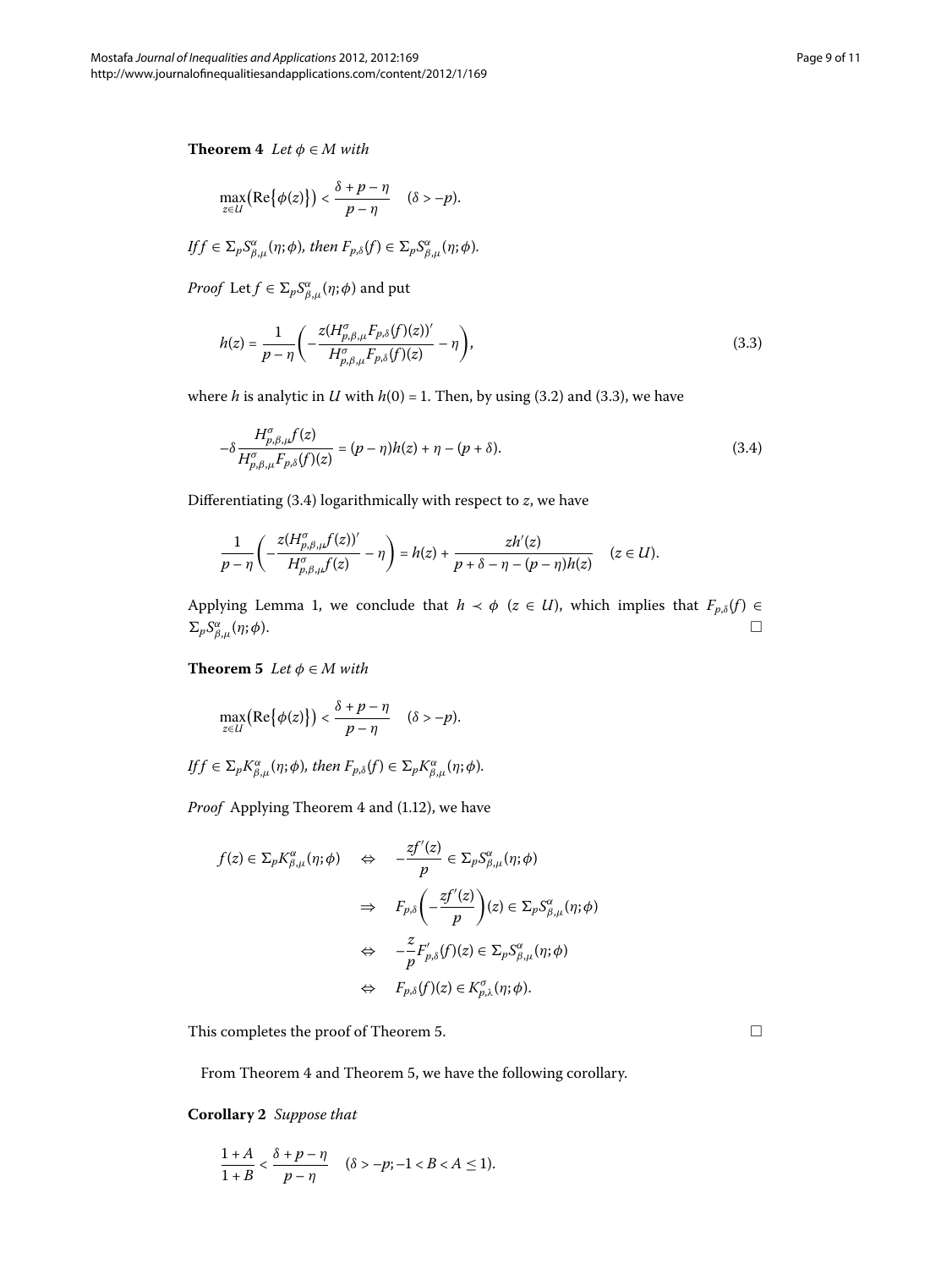**Theorem 4** *Let $\phi \in M$ with*

$$\max_{z\in U}\left(\mathrm{Re}\{\phi(z)\}\right) < \frac{\delta + p - \eta}{p - \eta} \quad (\delta > -p).$$

*If $f \in \Sigma_p S^{\alpha}_{\beta,\mu}(\eta;\phi)$, then $F_{p,\delta}(f) \in \Sigma_p S^{\alpha}_{\beta,\mu}(\eta;\phi)$.*

*Proof* Let $f \in \Sigma_p S^{\alpha}_{\beta,\mu}(\eta;\phi)$ and put

$$h(z) = \frac{1}{p-\eta}\left(-\frac{z(H^{\sigma}_{p,\beta,\mu}F_{p,\delta}(f)(z))'}{H^{\sigma}_{p,\beta,\mu}F_{p,\delta}(f)(z)} - \eta\right), \tag{3.3}$$

where $h$ is analytic in $U$ with $h(0) = 1$. Then, by using (3.2) and (3.3), we have

$$-\delta\frac{H^{\sigma}_{p,\beta,\mu}f(z)}{H^{\sigma}_{p,\beta,\mu}F_{p,\delta}(f)(z)} = (p-\eta)h(z) + \eta - (p+\delta). \tag{3.4}$$

Differentiating (3.4) logarithmically with respect to $z$, we have

$$\frac{1}{p-\eta}\left(-\frac{z(H^{\sigma}_{p,\beta,\mu}f(z))'}{H^{\sigma}_{p,\beta,\mu}f(z)} - \eta\right) = h(z) + \frac{zh'(z)}{p+\delta-\eta-(p-\eta)h(z)} \quad (z \in U).$$

Applying Lemma 1, we conclude that $h \prec \phi$ ($z \in U$), which implies that $F_{p,\delta}(f) \in \Sigma_p S^{\alpha}_{\beta,\mu}(\eta;\phi)$. □

**Theorem 5** *Let $\phi \in M$ with*

$$\max_{z\in U}\left(\mathrm{Re}\{\phi(z)\}\right) < \frac{\delta + p - \eta}{p - \eta} \quad (\delta > -p).$$

*If $f \in \Sigma_p K^{\alpha}_{\beta,\mu}(\eta;\phi)$, then $F_{p,\delta}(f) \in \Sigma_p K^{\alpha}_{\beta,\mu}(\eta;\phi)$.*

*Proof* Applying Theorem 4 and (1.12), we have

$$\begin{aligned}
f(z) \in \Sigma_p K^{\alpha}_{\beta,\mu}(\eta;\phi) \quad &\Leftrightarrow \quad -\frac{zf'(z)}{p} \in \Sigma_p S^{\alpha}_{\beta,\mu}(\eta;\phi) \\
&\Rightarrow \quad F_{p,\delta}\left(-\frac{zf'(z)}{p}\right)(z) \in \Sigma_p S^{\alpha}_{\beta,\mu}(\eta;\phi) \\
&\Leftrightarrow \quad -\frac{z}{p}F'_{p,\delta}(f)(z) \in \Sigma_p S^{\alpha}_{\beta,\mu}(\eta;\phi) \\
&\Leftrightarrow \quad F_{p,\delta}(f)(z) \in K^{\sigma}_{p,\lambda}(\eta;\phi).
\end{aligned}$$

This completes the proof of Theorem 5. □

From Theorem 4 and Theorem 5, we have the following corollary.

**Corollary 2** *Suppose that*

$$\frac{1+A}{1+B} < \frac{\delta+p-\eta}{p-\eta} \quad (\delta > -p; -1 < B < A \le 1).$$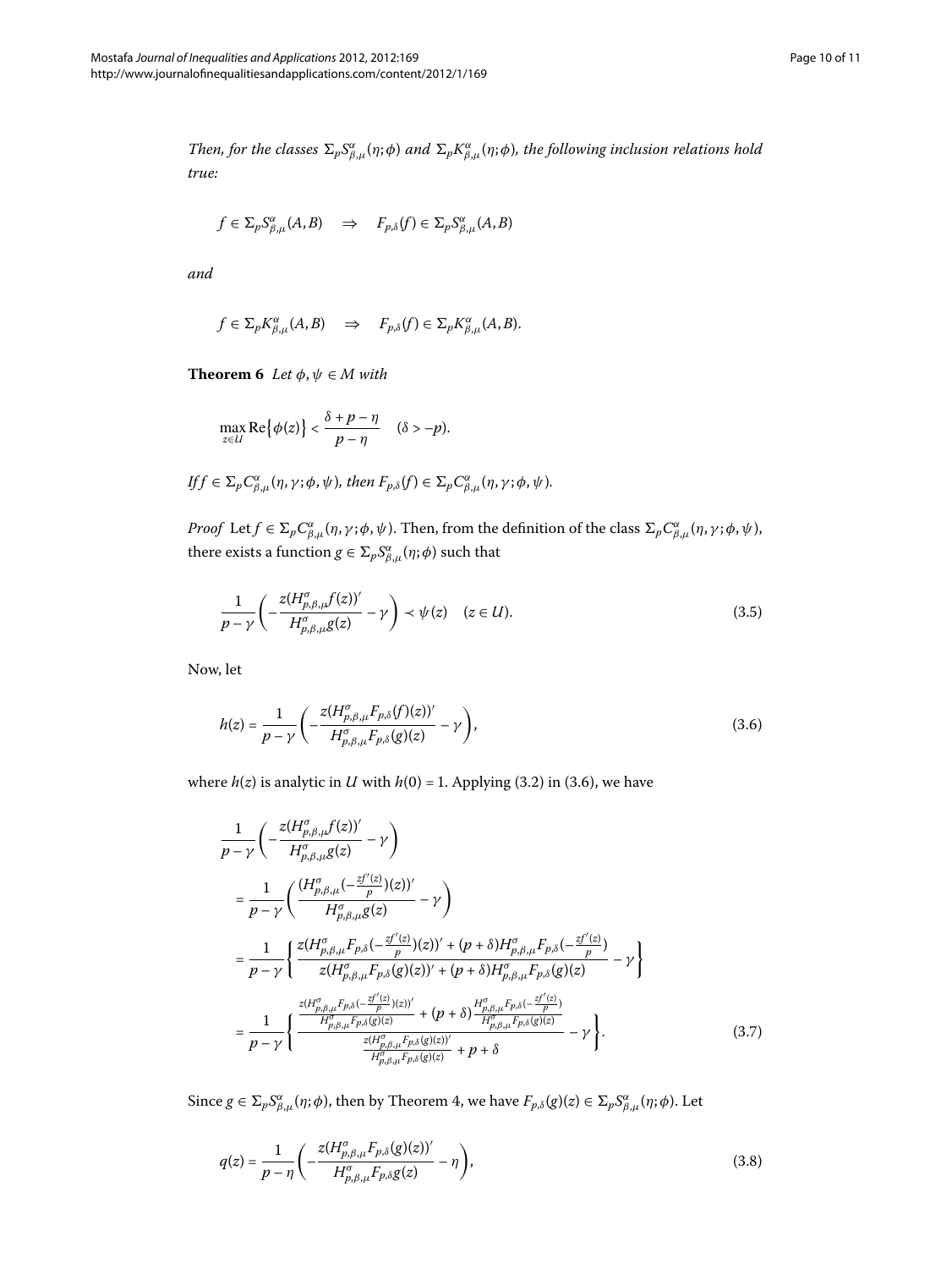*Then, for the classes $\Sigma_p S^{\alpha}_{\beta,\mu}(\eta;\phi)$ and $\Sigma_p K^{\alpha}_{\beta,\mu}(\eta;\phi)$, the following inclusion relations hold true:*

$$f \in \Sigma_p S^{\alpha}_{\beta,\mu}(A,B) \quad \Rightarrow \quad F_{p,\delta}(f) \in \Sigma_p S^{\alpha}_{\beta,\mu}(A,B)$$

*and*

$$f \in \Sigma_p K^{\alpha}_{\beta,\mu}(A,B) \quad \Rightarrow \quad F_{p,\delta}(f) \in \Sigma_p K^{\alpha}_{\beta,\mu}(A,B).$$

**Theorem 6** *Let $\phi, \psi \in M$ with*

$$\max_{z\in U} \operatorname{Re}\{\phi(z)\} < \frac{\delta + p - \eta}{p - \eta} \quad (\delta > -p).$$

*If $f \in \Sigma_p C^{\alpha}_{\beta,\mu}(\eta,\gamma;\phi,\psi)$, then $F_{p,\delta}(f) \in \Sigma_p C^{\alpha}_{\beta,\mu}(\eta,\gamma;\phi,\psi)$.*

*Proof* Let $f \in \Sigma_p C^{\alpha}_{\beta,\mu}(\eta,\gamma;\phi,\psi)$. Then, from the definition of the class $\Sigma_p C^{\alpha}_{\beta,\mu}(\eta,\gamma;\phi,\psi)$, there exists a function $g \in \Sigma_p S^{\alpha}_{\beta,\mu}(\eta;\phi)$ such that

$$\frac{1}{p-\gamma}\left(-\frac{z(H^{\sigma}_{p,\beta,\mu} f(z))'}{H^{\sigma}_{p,\beta,\mu} g(z)} - \gamma\right) \prec \psi(z) \quad (z \in U). \tag{3.5}$$

Now, let

$$h(z) = \frac{1}{p-\gamma}\left(-\frac{z(H^{\sigma}_{p,\beta,\mu} F_{p,\delta}(f)(z))'}{H^{\sigma}_{p,\beta,\mu} F_{p,\delta}(g)(z)} - \gamma\right), \tag{3.6}$$

where $h(z)$ is analytic in $U$ with $h(0) = 1$. Applying (3.2) in (3.6), we have

$$\begin{aligned}
&\frac{1}{p-\gamma}\left(-\frac{z(H^{\sigma}_{p,\beta,\mu} f(z))'}{H^{\sigma}_{p,\beta,\mu} g(z)} - \gamma\right) \\
&= \frac{1}{p-\gamma}\left(\frac{(H^{\sigma}_{p,\beta,\mu}(-\frac{zf'(z)}{p})(z))'}{H^{\sigma}_{p,\beta,\mu} g(z)} - \gamma\right) \\
&= \frac{1}{p-\gamma}\left\{\frac{z(H^{\sigma}_{p,\beta,\mu} F_{p,\delta}(-\frac{zf'(z)}{p})(z))' + (p+\delta) H^{\sigma}_{p,\beta,\mu} F_{p,\delta}(-\frac{zf'(z)}{p})}{z(H^{\sigma}_{p,\beta,\mu} F_{p,\delta}(g)(z))' + (p+\delta) H^{\sigma}_{p,\beta,\mu} F_{p,\delta}(g)(z)} - \gamma\right\} \\
&= \frac{1}{p-\gamma}\left\{\frac{\frac{z(H^{\sigma}_{p,\beta,\mu} F_{p,\delta}(-\frac{zf'(z)}{p})(z))'}{H^{\sigma}_{p,\beta,\mu} F_{p,\delta}(g)(z)} + (p+\delta)\frac{H^{\sigma}_{p,\beta,\mu} F_{p,\delta}(-\frac{zf'(z)}{p})}{H^{\sigma}_{p,\beta,\mu} F_{p,\delta}(g)(z)}}{\frac{z(H^{\sigma}_{p,\beta,\mu} F_{p,\delta}(g)(z))'}{H^{\sigma}_{p,\beta,\mu} F_{p,\delta}(g)(z)} + p + \delta} - \gamma\right\}.
\end{aligned} \tag{3.7}$$

Since $g \in \Sigma_p S^{\alpha}_{\beta,\mu}(\eta;\phi)$, then by Theorem 4, we have $F_{p,\delta}(g)(z) \in \Sigma_p S^{\alpha}_{\beta,\mu}(\eta;\phi)$. Let

$$q(z) = \frac{1}{p-\eta}\left(-\frac{z(H^{\sigma}_{p,\beta,\mu} F_{p,\delta}(g)(z))'}{H^{\sigma}_{p,\beta,\mu} F_{p,\delta} g(z)} - \eta\right), \tag{3.8}$$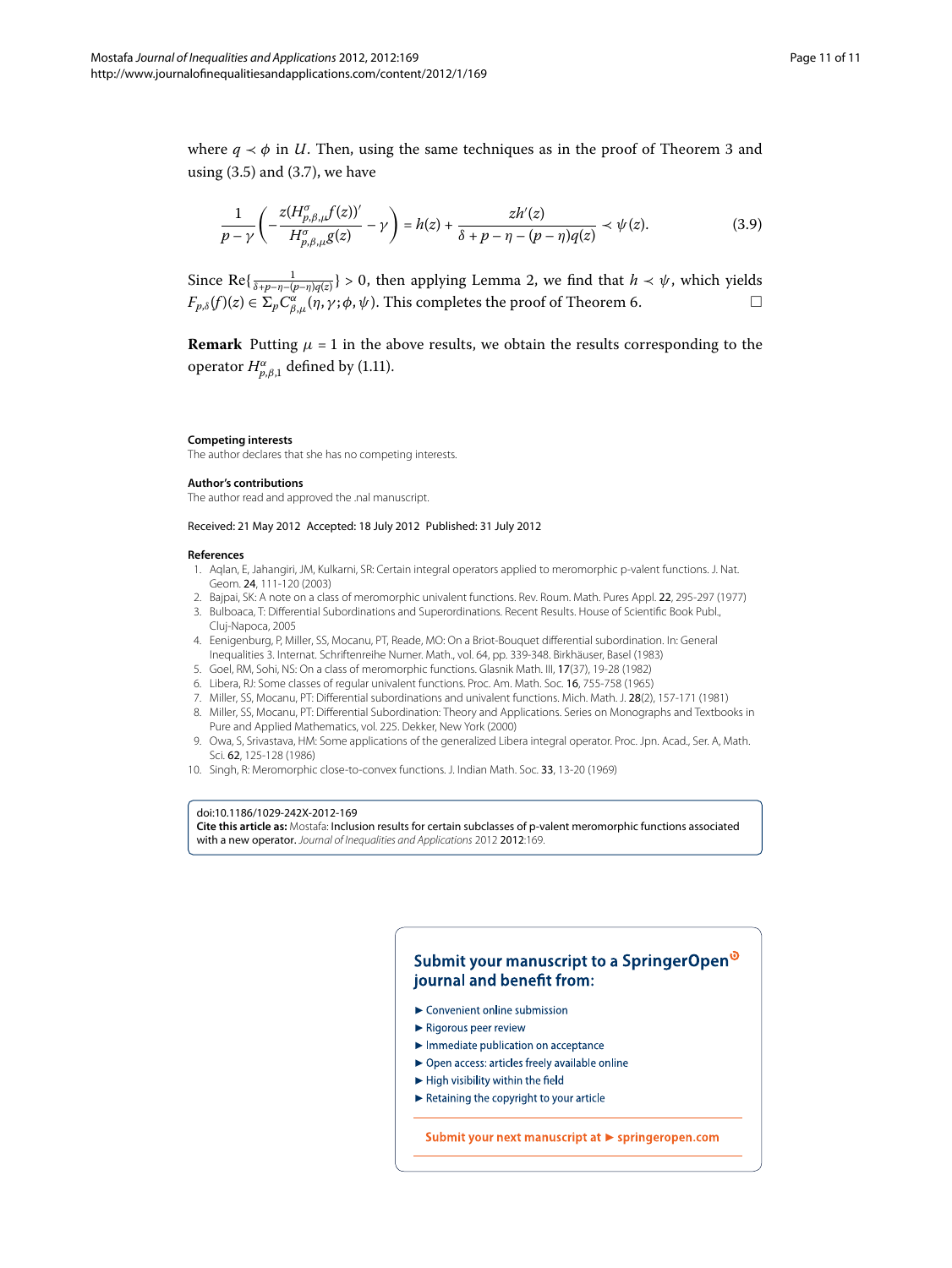where $q \prec \phi$ in $U$. Then, using the same techniques as in the proof of Theorem 3 and using (3.5) and (3.7), we have

$$\frac{1}{p-\gamma}\left(-\frac{z(H^{\sigma}_{p,\beta,\mu}f(z))'}{H^{\sigma}_{p,\beta,\mu}g(z)}-\gamma\right)=h(z)+\frac{zh'(z)}{\delta+p-\eta-(p-\eta)q(z)}\prec\psi(z). \tag{3.9}$$

Since $\mathrm{Re}\{\frac{1}{\delta+p-\eta-(p-\eta)q(z)}\}>0$, then applying Lemma 2, we find that $h \prec \psi$, which yields $F_{p,\delta}(f)(z) \in \Sigma_p C^{\alpha}_{\beta,\mu}(\eta,\gamma;\phi,\psi)$. This completes the proof of Theorem 6. □

**Remark** Putting $\mu = 1$ in the above results, we obtain the results corresponding to the operator $H^{\alpha}_{p,\beta,1}$ defined by (1.11).

**Competing interests**

The author declares that she has no competing interests.

**Author's contributions**

The author read and approved the .nal manuscript.

Received: 21 May 2012 Accepted: 18 July 2012 Published: 31 July 2012

**References**

1. Aqlan, E, Jahangiri, JM, Kulkarni, SR: Certain integral operators applied to meromorphic p-valent functions. J. Nat. Geom. **24**, 111-120 (2003)
2. Bajpai, SK: A note on a class of meromorphic univalent functions. Rev. Roum. Math. Pures Appl. **22**, 295-297 (1977)
3. Bulboaca, T: Differential Subordinations and Superordinations. Recent Results. House of Scientific Book Publ., Cluj-Napoca, 2005
4. Eenigenburg, P, Miller, SS, Mocanu, PT, Reade, MO: On a Briot-Bouquet differential subordination. In: General Inequalities 3. Internat. Schriftenreihe Numer. Math., vol. 64, pp. 339-348. Birkhäuser, Basel (1983)
5. Goel, RM, Sohi, NS: On a class of meromorphic functions. Glasnik Math. III, **17**(37), 19-28 (1982)
6. Libera, RJ: Some classes of regular univalent functions. Proc. Am. Math. Soc. **16**, 755-758 (1965)
7. Miller, SS, Mocanu, PT: Differential subordinations and univalent functions. Mich. Math. J. **28**(2), 157-171 (1981)
8. Miller, SS, Mocanu, PT: Differential Subordination: Theory and Applications. Series on Monographs and Textbooks in Pure and Applied Mathematics, vol. 225. Dekker, New York (2000)
9. Owa, S, Srivastava, HM: Some applications of the generalized Libera integral operator. Proc. Jpn. Acad., Ser. A, Math. Sci. **62**, 125-128 (1986)
10. Singh, R: Meromorphic close-to-convex functions. J. Indian Math. Soc. **33**, 13-20 (1969)

doi:10.1186/1029-242X-2012-169

**Cite this article as:** Mostafa: Inclusion results for certain subclasses of p-valent meromorphic functions associated with a new operator. *Journal of Inequalities and Applications* 2012 **2012**:169.